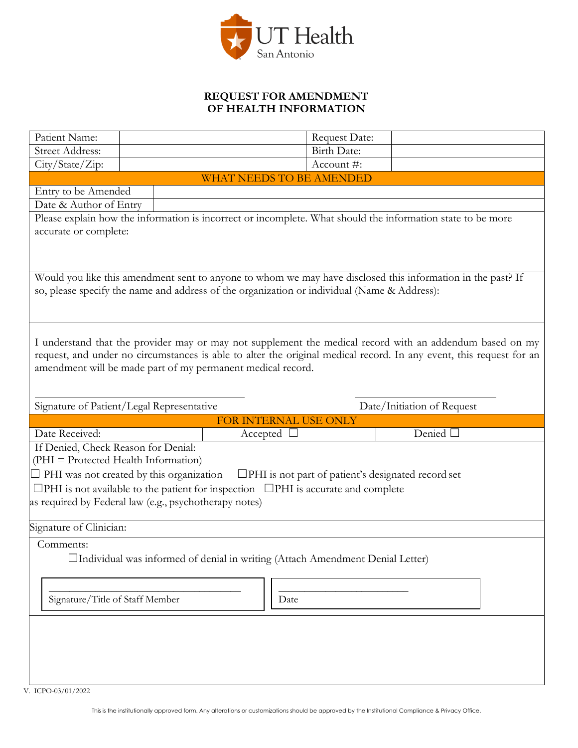UT Health San Antonio

## REQUEST FOR AMENDMENT OF HEALTH INFORMATION

| Patient Name: | | Request Date: | |
|---|---|---|---|
| Street Address: | | Birth Date: | |
| City/State/Zip: | | Account #: | |

**WHAT NEEDS TO BE AMENDED**

| Entry to be Amended | |
|---|---|
| Date & Author of Entry | |

Please explain how the information is incorrect or incomplete. What should the information state to be more accurate or complete:

Would you like this amendment sent to anyone to whom we may have disclosed this information in the past? If so, please specify the name and address of the organization or individual (Name & Address):

I understand that the provider may or may not supplement the medical record with an addendum based on my request, and under no circumstances is able to alter the original medical record. In any event, this request for an amendment will be made part of my permanent medical record.

\_\_\_\_\_\_\_\_\_\_\_\_\_\_\_\_\_\_\_\_\_\_\_\_\_\_\_\_\_\_\_\_\_\_\_\_ \_\_\_\_\_\_\_\_\_\_\_\_\_\_\_\_\_\_\_\_\_\_\_\_\_\_\_\_

Signature of Patient/Legal Representative Date/Initiation of Request

**FOR INTERNAL USE ONLY**

| Date Received: | Accepted ☐ | Denied ☐ |
|---|---|---|

If Denied, Check Reason for Denial:
(PHI = Protected Health Information)

☐ PHI was not created by this organization ☐PHI is not part of patient's designated record set

☐PHI is not available to the patient for inspection ☐PHI is accurate and complete
as required by Federal law (e.g., psychotherapy notes)

Signature of Clinician:

Comments:

☐Individual was informed of denial in writing (Attach Amendment Denial Letter)

| \_\_\_\_\_\_\_\_\_\_\_\_\_\_\_\_\_\_\_\_\_\_\_\_\_\_\_\_\_\_\_\_\_\_ Signature/Title of Staff Member | \_\_\_\_\_\_\_\_\_\_\_\_\_\_\_\_\_\_\_\_\_\_ Date |
|---|---|

V. ICPO-03/01/2022

This is the institutionally approved form. Any alterations or customizations should be approved by the Institutional Compliance & Privacy Office.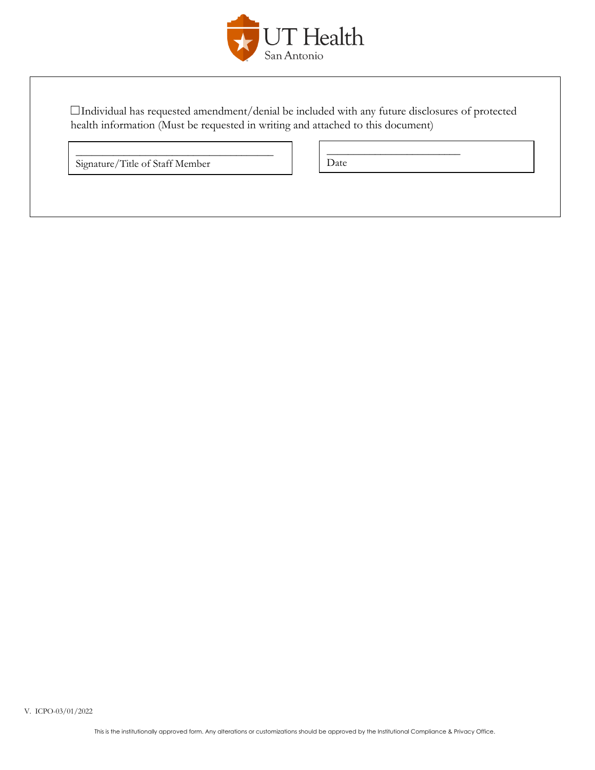☐Individual has requested amendment/denial be included with any future disclosures of protected health information (Must be requested in writing and attached to this document)

| | |
|---|---|
| \_\_\_\_\_\_\_\_\_\_\_\_\_\_\_\_\_\_\_\_\_\_\_\_\_\_\_\_\_\_\_\_\_\_\_\_\_\_\_ Signature/Title of Staff Member | \_\_\_\_\_\_\_\_\_\_\_\_\_\_\_\_\_\_\_\_\_\_\_\_\_\_ Date |

V. ICPO-03/01/2022

This is the institutionally approved form. Any alterations or customizations should be approved by the Institutional Compliance & Privacy Office.